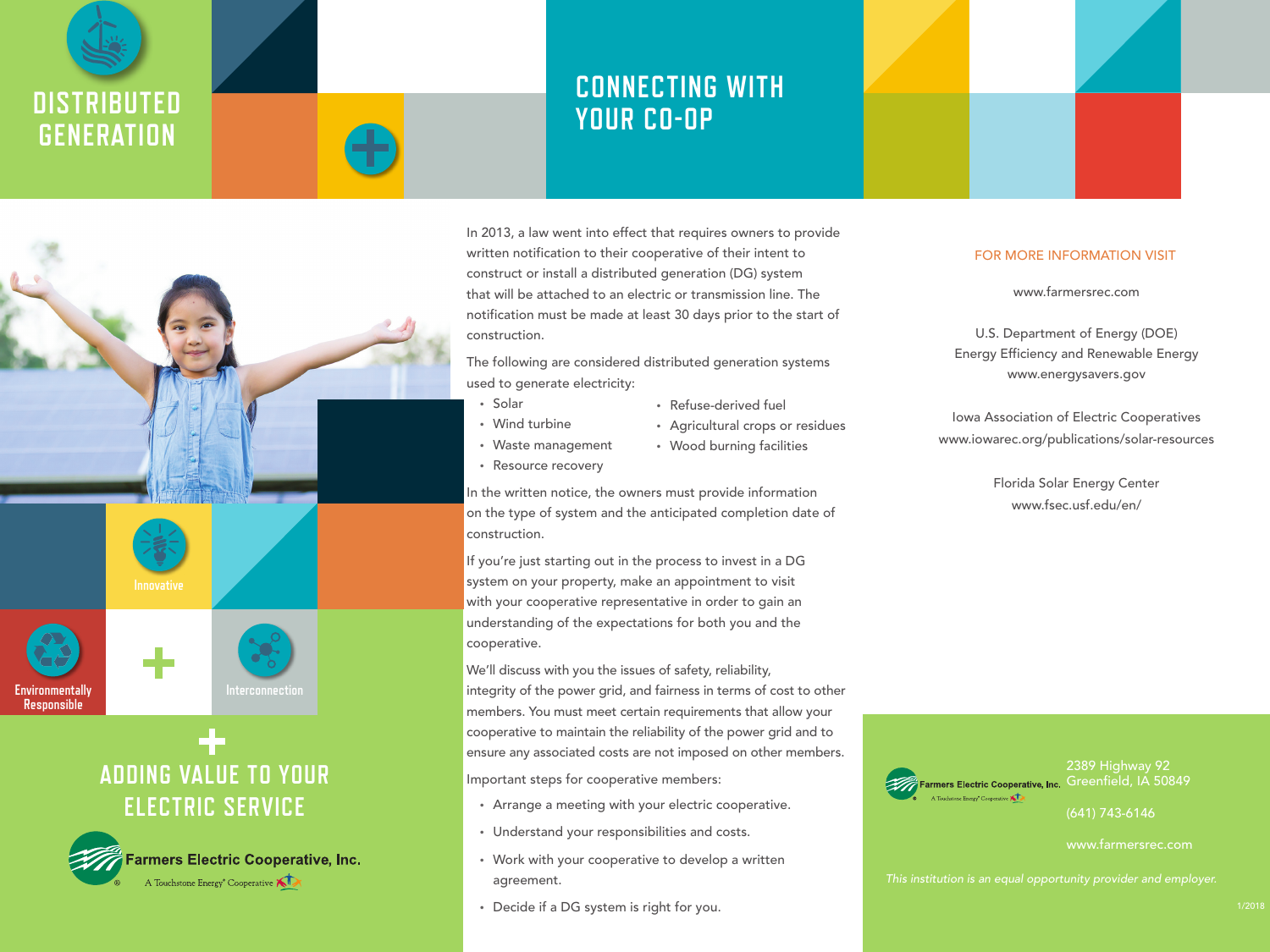# DISTRIBUTED GENERATION

## CONNECTING WITH YOUR CO-OP

Innovative

Environmentally Responsible

Interconnection

## ADDING VALUE TO YOUR ELECTRIC SERVICE

Farmers Electric Cooperative, Inc.
A Touchstone Energy® Cooperative

In 2013, a law went into effect that requires owners to provide written notification to their cooperative of their intent to construct or install a distributed generation (DG) system that will be attached to an electric or transmission line. The notification must be made at least 30 days prior to the start of construction.

The following are considered distributed generation systems used to generate electricity:

- Solar
- Wind turbine
- Waste management
- Resource recovery
- Refuse-derived fuel
- Agricultural crops or residues
- Wood burning facilities

In the written notice, the owners must provide information on the type of system and the anticipated completion date of construction.

If you're just starting out in the process to invest in a DG system on your property, make an appointment to visit with your cooperative representative in order to gain an understanding of the expectations for both you and the cooperative.

We'll discuss with you the issues of safety, reliability, integrity of the power grid, and fairness in terms of cost to other members. You must meet certain requirements that allow your cooperative to maintain the reliability of the power grid and to ensure any associated costs are not imposed on other members.

Important steps for cooperative members:

- Arrange a meeting with your electric cooperative.
- Understand your responsibilities and costs.
- Work with your cooperative to develop a written agreement.
- Decide if a DG system is right for you.

FOR MORE INFORMATION VISIT

www.farmersrec.com

U.S. Department of Energy (DOE)
Energy Efficiency and Renewable Energy
www.energysavers.gov

Iowa Association of Electric Cooperatives
www.iowarec.org/publications/solar-resources

Florida Solar Energy Center
www.fsec.usf.edu/en/

Farmers Electric Cooperative, Inc.
A Touchstone Energy® Cooperative

2389 Highway 92
Greenfield, IA 50849

(641) 743-6146

www.farmersrec.com

*This institution is an equal opportunity provider and employer.*

1/2018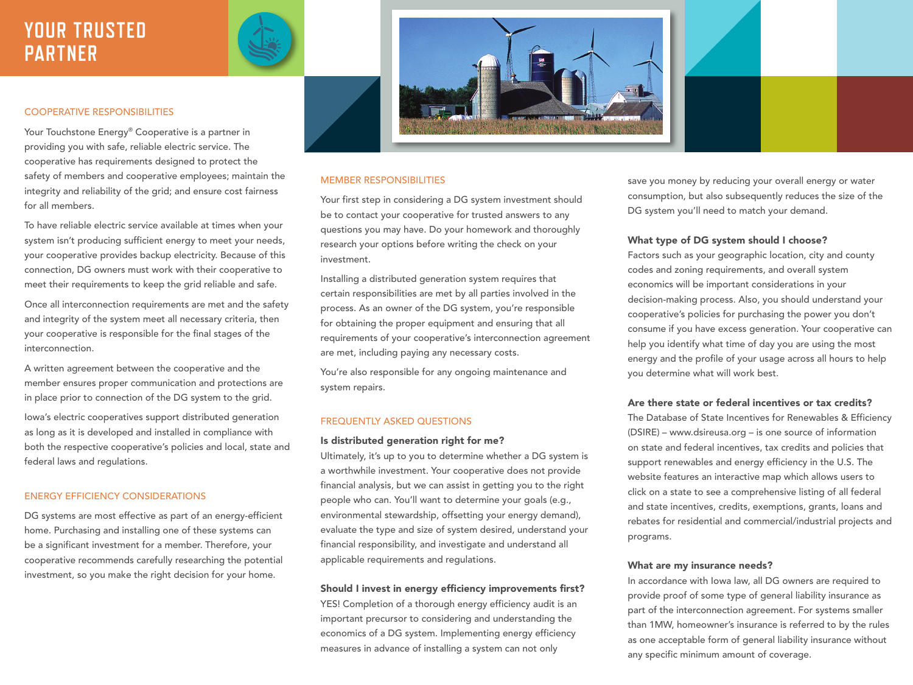# YOUR TRUSTED PARTNER

## COOPERATIVE RESPONSIBILITIES

Your Touchstone Energy® Cooperative is a partner in providing you with safe, reliable electric service. The cooperative has requirements designed to protect the safety of members and cooperative employees; maintain the integrity and reliability of the grid; and ensure cost fairness for all members.

To have reliable electric service available at times when your system isn't producing sufficient energy to meet your needs, your cooperative provides backup electricity. Because of this connection, DG owners must work with their cooperative to meet their requirements to keep the grid reliable and safe.

Once all interconnection requirements are met and the safety and integrity of the system meet all necessary criteria, then your cooperative is responsible for the final stages of the interconnection.

A written agreement between the cooperative and the member ensures proper communication and protections are in place prior to connection of the DG system to the grid.

Iowa's electric cooperatives support distributed generation as long as it is developed and installed in compliance with both the respective cooperative's policies and local, state and federal laws and regulations.

## ENERGY EFFICIENCY CONSIDERATIONS

DG systems are most effective as part of an energy-efficient home. Purchasing and installing one of these systems can be a significant investment for a member. Therefore, your cooperative recommends carefully researching the potential investment, so you make the right decision for your home.

## MEMBER RESPONSIBILITIES

Your first step in considering a DG system investment should be to contact your cooperative for trusted answers to any questions you may have. Do your homework and thoroughly research your options before writing the check on your investment.

Installing a distributed generation system requires that certain responsibilities are met by all parties involved in the process. As an owner of the DG system, you're responsible for obtaining the proper equipment and ensuring that all requirements of your cooperative's interconnection agreement are met, including paying any necessary costs.

You're also responsible for any ongoing maintenance and system repairs.

## FREQUENTLY ASKED QUESTIONS

**Is distributed generation right for me?**
Ultimately, it's up to you to determine whether a DG system is a worthwhile investment. Your cooperative does not provide financial analysis, but we can assist in getting you to the right people who can. You'll want to determine your goals (e.g., environmental stewardship, offsetting your energy demand), evaluate the type and size of system desired, understand your financial responsibility, and investigate and understand all applicable requirements and regulations.

**Should I invest in energy efficiency improvements first?**
YES! Completion of a thorough energy efficiency audit is an important precursor to considering and understanding the economics of a DG system. Implementing energy efficiency measures in advance of installing a system can not only save you money by reducing your overall energy or water consumption, but also subsequently reduces the size of the DG system you'll need to match your demand.

**What type of DG system should I choose?**
Factors such as your geographic location, city and county codes and zoning requirements, and overall system economics will be important considerations in your decision-making process. Also, you should understand your cooperative's policies for purchasing the power you don't consume if you have excess generation. Your cooperative can help you identify what time of day you are using the most energy and the profile of your usage across all hours to help you determine what will work best.

**Are there state or federal incentives or tax credits?**
The Database of State Incentives for Renewables & Efficiency (DSIRE) – www.dsireusa.org – is one source of information on state and federal incentives, tax credits and policies that support renewables and energy efficiency in the U.S. The website features an interactive map which allows users to click on a state to see a comprehensive listing of all federal and state incentives, credits, exemptions, grants, loans and rebates for residential and commercial/industrial projects and programs.

**What are my insurance needs?**
In accordance with Iowa law, all DG owners are required to provide proof of some type of general liability insurance as part of the interconnection agreement. For systems smaller than 1MW, homeowner's insurance is referred to by the rules as one acceptable form of general liability insurance without any specific minimum amount of coverage.